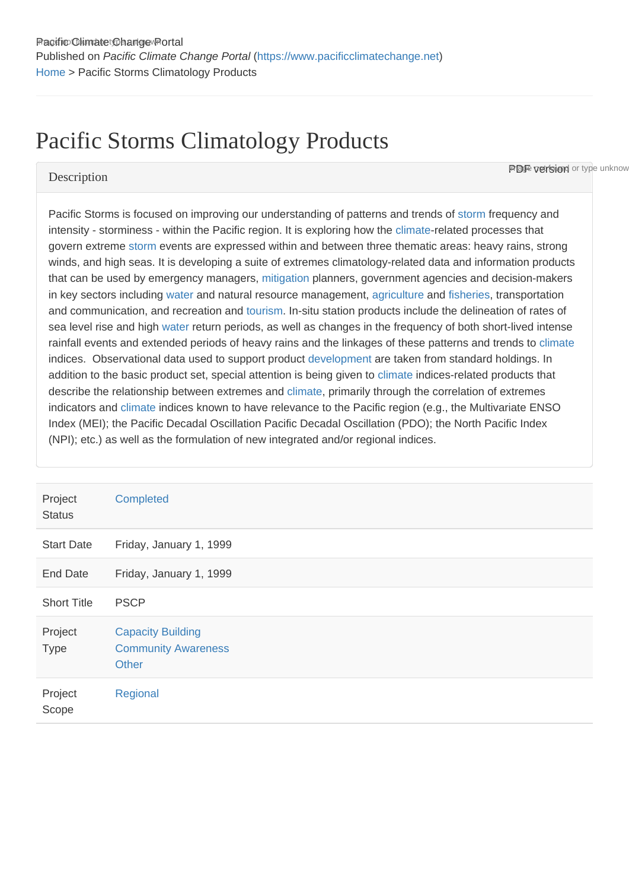Pacific Climate Change Portal
Published on *Pacific Climate Change Portal* (https://www.pacificclimatechange.net)
Home > Pacific Storms Climatology Products

# Pacific Storms Climatology Products

## Description

PDF version

Pacific Storms is focused on improving our understanding of patterns and trends of storm frequency and intensity - storminess - within the Pacific region. It is exploring how the climate-related processes that govern extreme storm events are expressed within and between three thematic areas: heavy rains, strong winds, and high seas. It is developing a suite of extremes climatology-related data and information products that can be used by emergency managers, mitigation planners, government agencies and decision-makers in key sectors including water and natural resource management, agriculture and fisheries, transportation and communication, and recreation and tourism. In-situ station products include the delineation of rates of sea level rise and high water return periods, as well as changes in the frequency of both short-lived intense rainfall events and extended periods of heavy rains and the linkages of these patterns and trends to climate indices. Observational data used to support product development are taken from standard holdings. In addition to the basic product set, special attention is being given to climate indices-related products that describe the relationship between extremes and climate, primarily through the correlation of extremes indicators and climate indices known to have relevance to the Pacific region (e.g., the Multivariate ENSO Index (MEI); the Pacific Decadal Oscillation Pacific Decadal Oscillation (PDO); the North Pacific Index (NPI); etc.) as well as the formulation of new integrated and/or regional indices.

| | |
|---|---|
| Project Status | Completed |
| Start Date | Friday, January 1, 1999 |
| End Date | Friday, January 1, 1999 |
| Short Title | PSCP |
| Project Type | Capacity Building<br>Community Awareness<br>Other |
| Project Scope | Regional |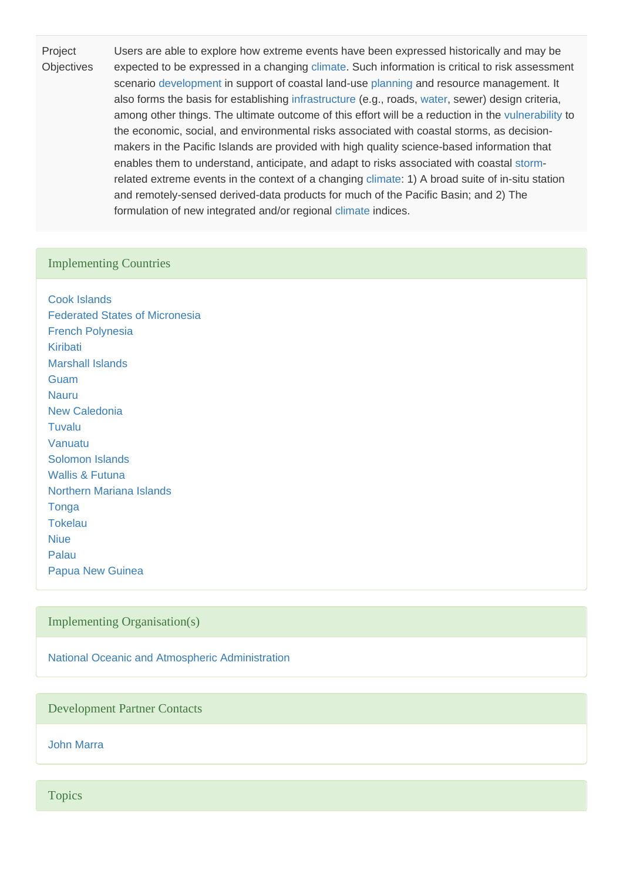| | |
|---|---|
| Project Objectives | Users are able to explore how extreme events have been expressed historically and may be expected to be expressed in a changing climate. Such information is critical to risk assessment scenario development in support of coastal land-use planning and resource management. It also forms the basis for establishing infrastructure (e.g., roads, water, sewer) design criteria, among other things. The ultimate outcome of this effort will be a reduction in the vulnerability to the economic, social, and environmental risks associated with coastal storms, as decision-makers in the Pacific Islands are provided with high quality science-based information that enables them to understand, anticipate, and adapt to risks associated with coastal storm-related extreme events in the context of a changing climate: 1) A broad suite of in-situ station and remotely-sensed derived-data products for much of the Pacific Basin; and 2) The formulation of new integrated and/or regional climate indices. |

## Implementing Countries

Cook Islands
Federated States of Micronesia
French Polynesia
Kiribati
Marshall Islands
Guam
Nauru
New Caledonia
Tuvalu
Vanuatu
Solomon Islands
Wallis & Futuna
Northern Mariana Islands
Tonga
Tokelau
Niue
Palau
Papua New Guinea

## Implementing Organisation(s)

National Oceanic and Atmospheric Administration

## Development Partner Contacts

John Marra

## Topics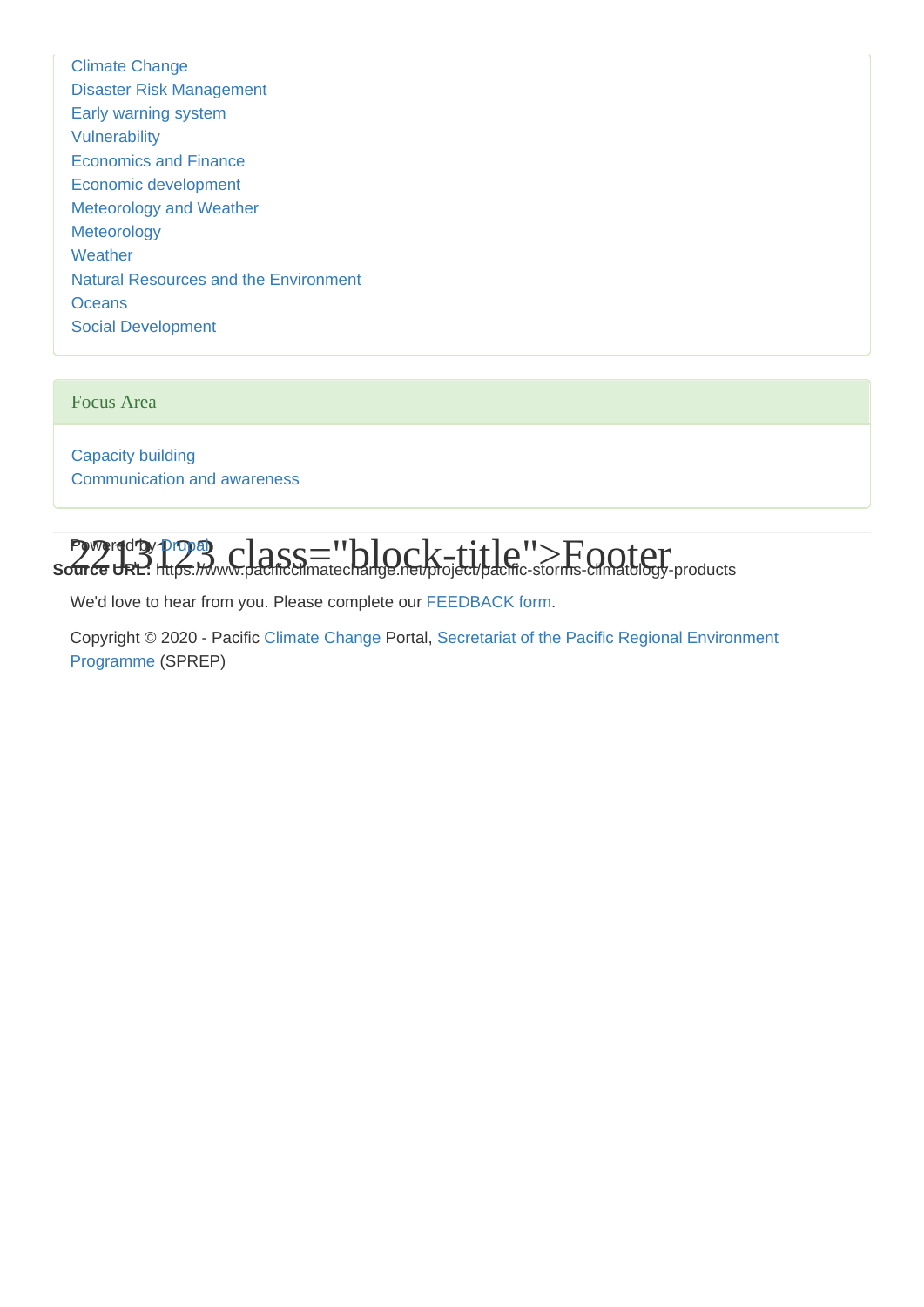Climate Change
Disaster Risk Management
Early warning system
Vulnerability
Economics and Finance
Economic development
Meteorology and Weather
Meteorology
Weather
Natural Resources and the Environment
Oceans
Social Development

## Focus Area

Capacity building
Communication and awareness

Powered by Drupal

2213123 class="block-title">Footer

**Source URL:** https://www.pacificclimatechange.net/project/pacific-storms-climatology-products

We'd love to hear from you. Please complete our FEEDBACK form.

Copyright © 2020 - Pacific Climate Change Portal, Secretariat of the Pacific Regional Environment Programme (SPREP)